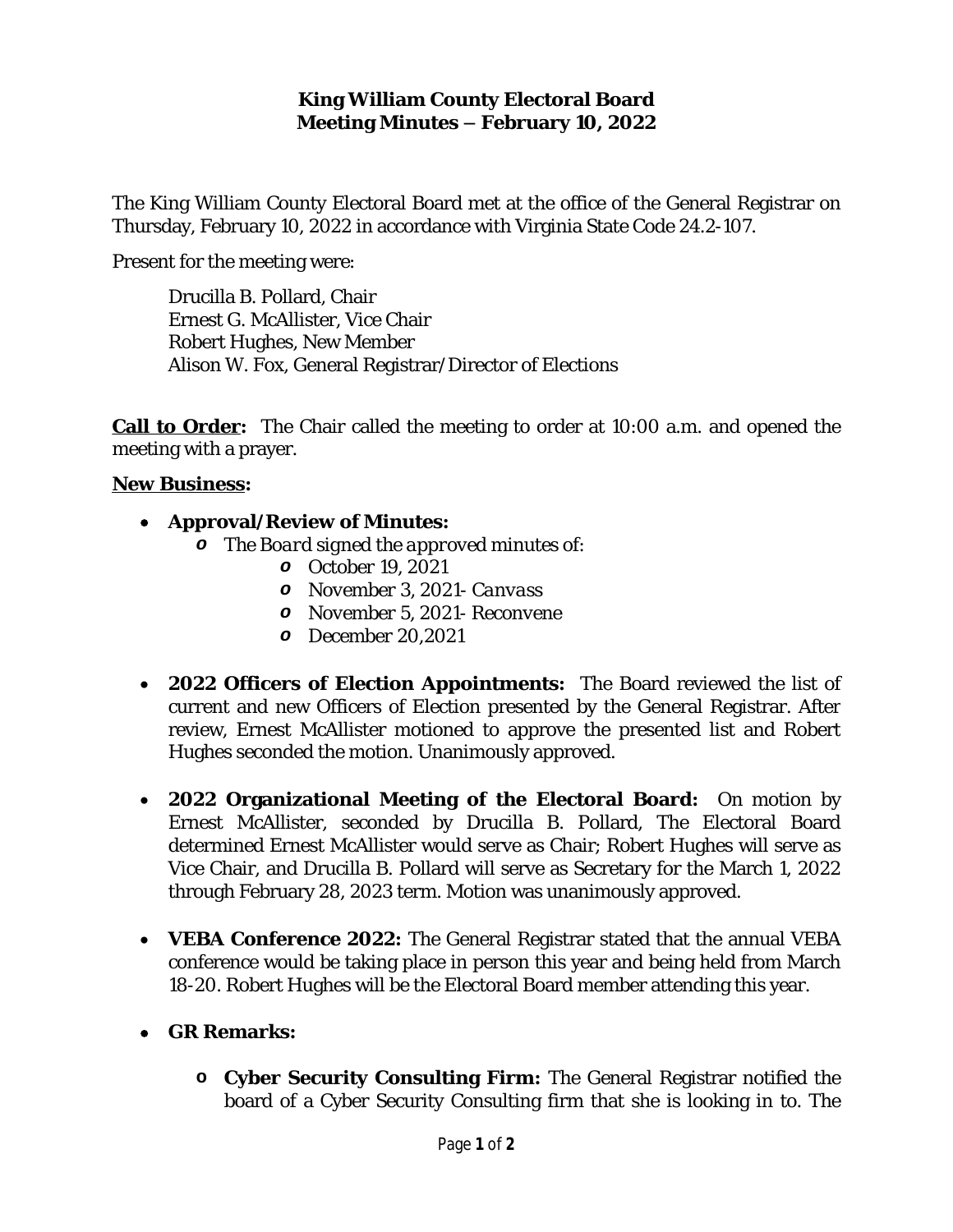# King William County Electoral Board
## Meeting Minutes – February 10, 2022

The King William County Electoral Board met at the office of the General Registrar on Thursday, February 10, 2022 in accordance with Virginia State Code 24.2-107.

Present for the meeting were:

> Drucilla B. Pollard, Chair
> Ernest G. McAllister, Vice Chair
> Robert Hughes, New Member
> Alison W. Fox, General Registrar/Director of Elections

**<u>Call to Order</u>:** The Chair called the meeting to order at 10:00 a.m. and opened the meeting with a prayer.

**<u>New Business</u>:**

- **Approval/Review of Minutes:**
  - *The Board signed the approved minutes of:*
    - October 19, 2021
    - November 3, 2021- *Canvass*
    - November 5, 2021- Reconvene
    - December 20,2021

- **2022 Officers of Election Appointments:** The Board reviewed the list of current and new Officers of Election presented by the General Registrar. After review, Ernest McAllister motioned to approve the presented list and Robert Hughes seconded the motion. Unanimously approved.

- **2022 Organizational Meeting of the Electoral Board:** On motion by Ernest McAllister, seconded by Drucilla B. Pollard, The Electoral Board determined Ernest McAllister would serve as Chair; Robert Hughes will serve as Vice Chair, and Drucilla B. Pollard will serve as Secretary for the March 1, 2022 through February 28, 2023 term. Motion was unanimously approved.

- **VEBA Conference 2022:** The General Registrar stated that the annual VEBA conference would be taking place in person this year and being held from March 18-20. Robert Hughes will be the Electoral Board member attending this year.

- **GR Remarks:**
  - **Cyber Security Consulting Firm:** The General Registrar notified the board of a Cyber Security Consulting firm that she is looking in to. The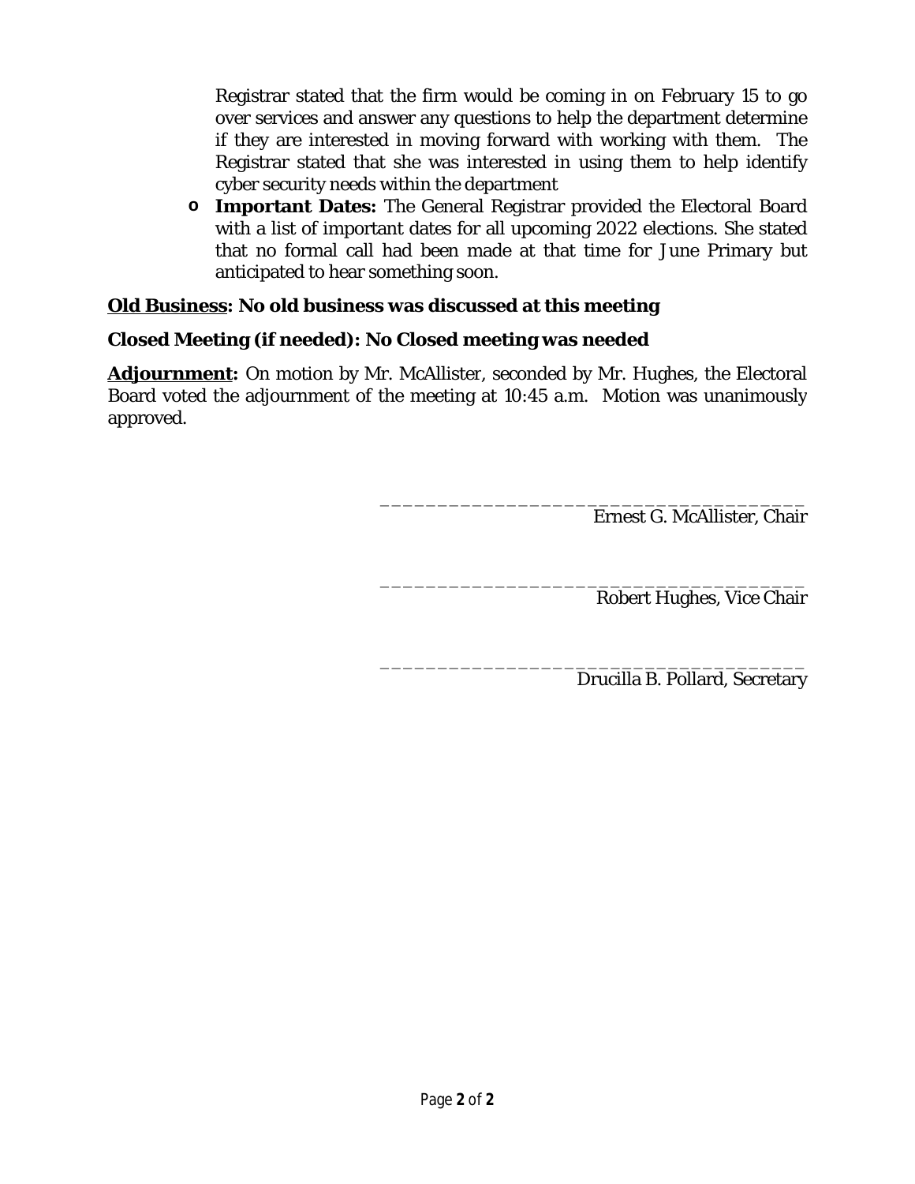Registrar stated that the firm would be coming in on February 15 to go over services and answer any questions to help the department determine if they are interested in moving forward with working with them. The Registrar stated that she was interested in using them to help identify cyber security needs within the department

- **Important Dates:** The General Registrar provided the Electoral Board with a list of important dates for all upcoming 2022 elections. She stated that no formal call had been made at that time for June Primary but anticipated to hear something soon.

**Old Business: No old business was discussed at this meeting**

**Closed Meeting (if needed): No Closed meeting was needed**

**Adjournment:** On motion by Mr. McAllister, seconded by Mr. Hughes, the Electoral Board voted the adjournment of the meeting at 10:45 a.m. Motion was unanimously approved.

_____________________________________
Ernest G. McAllister, Chair

_____________________________________
Robert Hughes, Vice Chair

_____________________________________
Drucilla B. Pollard, Secretary